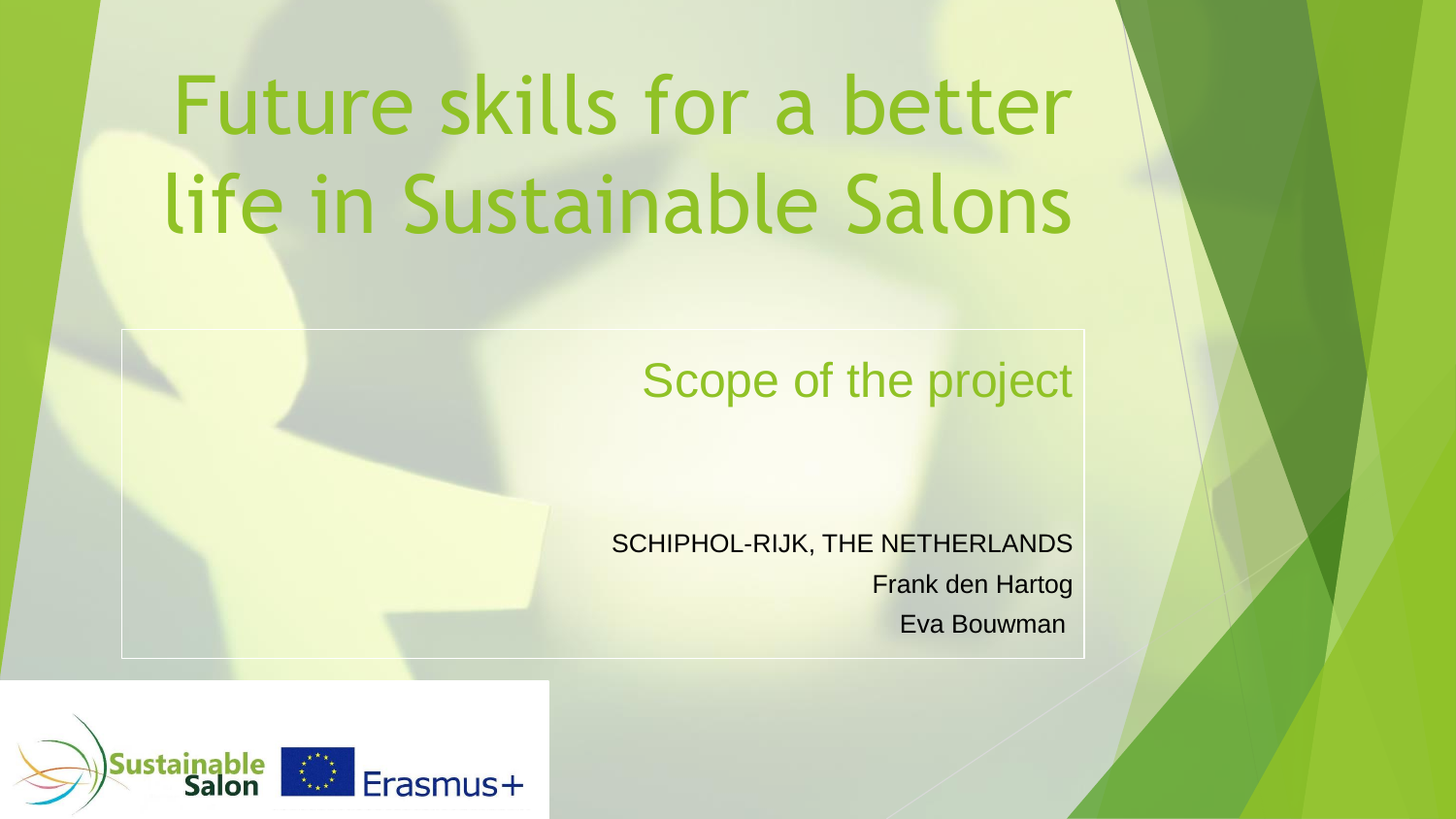# Future skills for a better life in Sustainable Salons

## Scope of the project

SCHIPHOL-RIJK, THE NETHERLANDS

Frank den Hartog

Eva Bouwman

Sustainable Salon

Erasmus+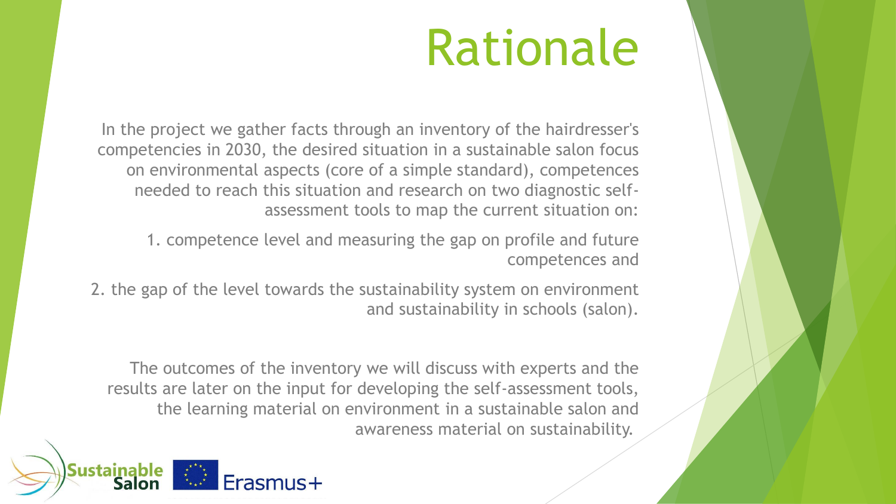# Rationale

In the project we gather facts through an inventory of the hairdresser's competencies in 2030, the desired situation in a sustainable salon focus on environmental aspects (core of a simple standard), competences needed to reach this situation and research on two diagnostic self-assessment tools to map the current situation on:

1. competence level and measuring the gap on profile and future competences and
2. the gap of the level towards the sustainability system on environment and sustainability in schools (salon).

The outcomes of the inventory we will discuss with experts and the results are later on the input for developing the self-assessment tools, the learning material on environment in a sustainable salon and awareness material on sustainability.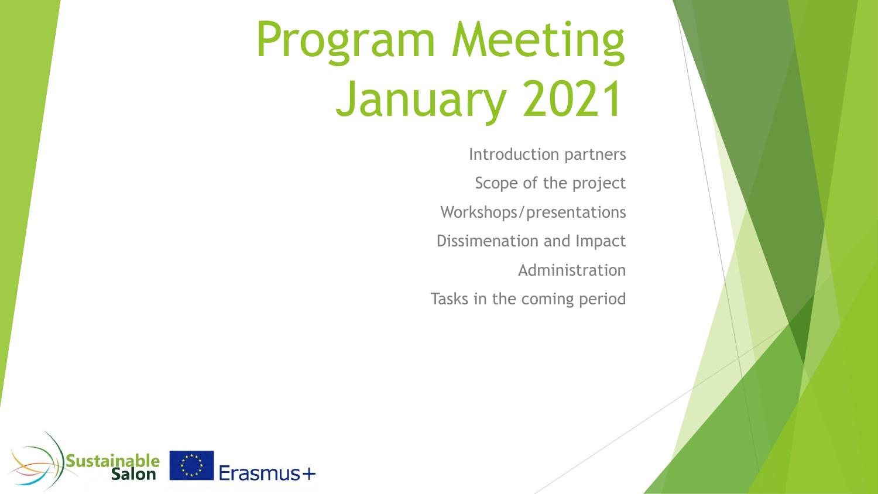# Program Meeting January 2021

- Introduction partners
- Scope of the project
- Workshops/presentations
- Dissimenation and Impact
- Administration
- Tasks in the coming period

Sustainable Salon

Erasmus+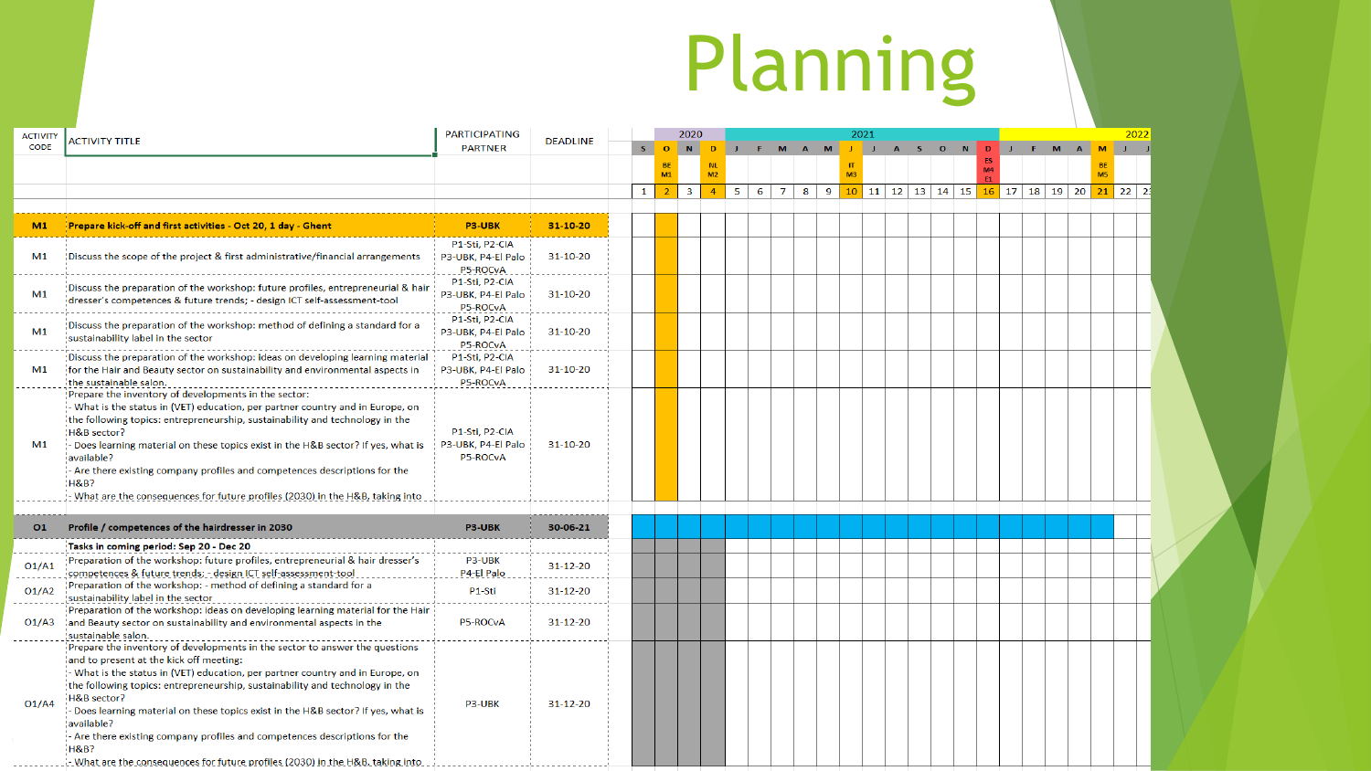# Planning

| ACTIVITY CODE | ACTIVITY TITLE | PARTICIPATING PARTNER | DEADLINE |
|---|---|---|---|
| **M1** | **Prepare kick-off and first activities - Oct 20, 1 day - Ghent** | **P3-UBK** | **31-10-20** |
| M1 | Discuss the scope of the project & first administrative/financial arrangements | P1-Sti, P2-CIA P3-UBK, P4-El Palo P5-ROCvA | 31-10-20 |
| M1 | Discuss the preparation of the workshop: future profiles, entrepreneurial & hair dresser's competences & future trends; - design ICT self-assessment-tool | P1-Sti, P2-CIA P3-UBK, P4-El Palo P5-ROCvA | 31-10-20 |
| M1 | Discuss the preparation of the workshop: method of defining a standard for a sustainability label in the sector | P1-Sti, P2-CIA P3-UBK, P4-El Palo P5-ROCvA | 31-10-20 |
| M1 | Discuss the preparation of the workshop: ideas on developing learning material for the Hair and Beauty sector on sustainability and environmental aspects in the sustainable salon. | P1-Sti, P2-CIA P3-UBK, P4-El Palo P5-ROCvA | 31-10-20 |
| M1 | Prepare the inventory of developments in the sector: - What is the status in (VET) education, per partner country and in Europe, on the following topics: entrepreneurship, sustainability and technology in the H&B sector? - Does learning material on these topics exist in the H&B sector? If yes, what is available? - Are there existing company profiles and competences descriptions for the H&B? - What are the consequences for future profiles (2030) in the H&B, taking into | P1-Sti, P2-CIA P3-UBK, P4-El Palo P5-ROCvA | 31-10-20 |
| **O1** | **Profile / competences of the hairdresser in 2030** | **P3-UBK** | **30-06-21** |
| | **Tasks in coming period: Sep 20 - Dec 20** | | |
| O1/A1 | Preparation of the workshop: future profiles, entrepreneurial & hair dresser's competences & future trends; - design ICT self-assessment-tool | P3-UBK P4-El Palo | 31-12-20 |
| O1/A2 | Preparation of the workshop: - method of defining a standard for a sustainability label in the sector | P1-Sti | 31-12-20 |
| O1/A3 | Preparation of the workshop: ideas on developing learning material for the Hair and Beauty sector on sustainability and environmental aspects in the sustainable salon. | P5-ROCvA | 31-12-20 |
| O1/A4 | Prepare the inventory of developments in the sector to answer the questions and to present at the kick off meeting: - What is the status in (VET) education, per partner country and in Europe, on the following topics: entrepreneurship, sustainability and technology in the H&B sector? - Does learning material on these topics exist in the H&B sector? If yes, what is available? - Are there existing company profiles and competences descriptions for the H&B? - What are the consequences for future profiles (2030) in the H&B, taking into | P3-UBK | 31-12-20 |

| | 2020 | | | 2021 | | | | | | | | | | | | 2022 | | | | | | |
|---|---|---|---|---|---|---|---|---|---|---|---|---|---|---|---|---|---|---|---|---|---|---|
| S | O | N | D | J | F | M | A | M | J | J | A | S | O | N | D | J | F | M | A | M | J | J |
| | BE M1 | | NL M2 | | | | | | IT M3 | | | | | | ES M4 E1 | | | | | BE M5 | | |
| 1 | 2 | 3 | 4 | 5 | 6 | 7 | 8 | 9 | 10 | 11 | 12 | 13 | 14 | 15 | 16 | 17 | 18 | 19 | 20 | 21 | 22 | 23 |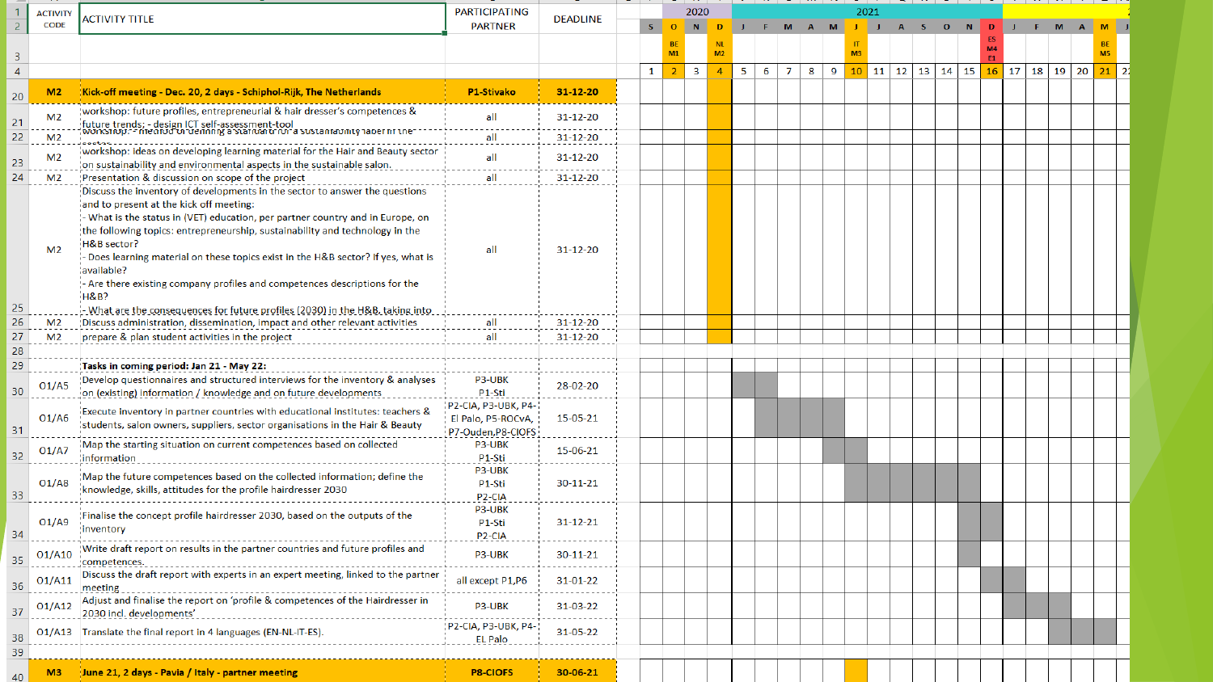| ACTIVITY CODE | ACTIVITY TITLE | PARTICIPATING PARTNER | DEADLINE |
|---|---|---|---|
| M2 | **Kick-off meeting - Dec. 20, 2 days - Schiphol-Rijk, The Netherlands** | **P1-Stivako** | **31-12-20** |
| M2 | workshop: future profiles, entrepreneurial & hair dresser's competences & future trends; - design ICT self-assessment-tool | all | 31-12-20 |
| M2 | workshop: - method of defining a standard for a sustainability label in the sector | all | 31-12-20 |
| M2 | workshop: ideas on developing learning material for the Hair and Beauty sector on sustainability and environmental aspects in the sustainable salon. | all | 31-12-20 |
| M2 | Presentation & discussion on scope of the project | all | 31-12-20 |
| M2 | Discuss the inventory of developments in the sector to answer the questions and to present at the kick off meeting: - What is the status in (VET) education, per partner country and in Europe, on the following topics: entrepreneurship, sustainability and technology in the H&B sector? - Does learning material on these topics exist in the H&B sector? If yes, what is available? - Are there existing company profiles and competences descriptions for the H&B? - What are the consequences for future profiles (2030) in the H&B, taking into | all | 31-12-20 |
| M2 | Discuss administration, dissemination, impact and other relevant activities | all | 31-12-20 |
| M2 | prepare & plan student activities in the project | all | 31-12-20 |
| | **Tasks in coming period: Jan 21 - May 22:** | | |
| O1/A5 | Develop questionnaires and structured interviews for the inventory & analyses on (existing) information / knowledge and on future developments | P3-UBK P1-Sti | 28-02-20 |
| O1/A6 | Execute inventory in partner countries with educational institutes: teachers & students, salon owners, suppliers, sector organisations in the Hair & Beauty | P2-CIA, P3-UBK, P4-El Palo, P5-ROCvA, P7-Ouden,P8-CIOFS | 15-05-21 |
| O1/A7 | Map the starting situation on current competences based on collected information | P3-UBK P1-Sti | 15-06-21 |
| O1/A8 | Map the future competences based on the collected information; define the knowledge, skills, attitudes for the profile hairdresser 2030 | P3-UBK P1-Sti P2-CIA | 30-11-21 |
| O1/A9 | Finalise the concept profile hairdresser 2030, based on the outputs of the inventory | P3-UBK P1-Sti P2-CIA | 31-12-21 |
| O1/A10 | Write draft report on results in the partner countries and future profiles and competences. | P3-UBK | 30-11-21 |
| O1/A11 | Discuss the draft report with experts in an expert meeting, linked to the partner meeting | all except P1,P6 | 31-01-22 |
| O1/A12 | Adjust and finalise the report on 'profile & competences of the Hairdresser in 2030 incl. developments' | P3-UBK | 31-03-22 |
| O1/A13 | Translate the final report in 4 languages (EN-NL-IT-ES). | P2-CIA, P3-UBK, P4-EL Palo | 31-05-22 |
| M3 | **June 21, 2 days - Pavia / Italy - partner meeting** | **P8-CIOFS** | **30-06-21** |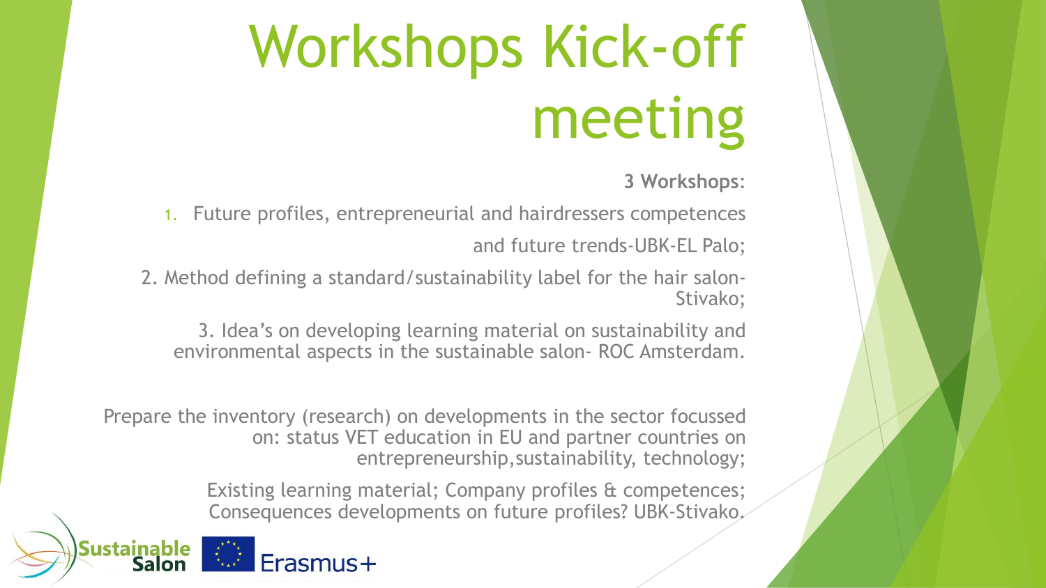# Workshops Kick-off meeting

**3 Workshops:**

1. Future profiles, entrepreneurial and hairdressers competences and future trends-UBK-EL Palo;
2. Method defining a standard/sustainability label for the hair salon-Stivako;
3. Idea's on developing learning material on sustainability and environmental aspects in the sustainable salon- ROC Amsterdam.

Prepare the inventory (research) on developments in the sector focussed on: status VET education in EU and partner countries on entrepreneurship,sustainability, technology;

Existing learning material; Company profiles & competences; Consequences developments on future profiles? UBK-Stivako.

Sustainable Salon Erasmus+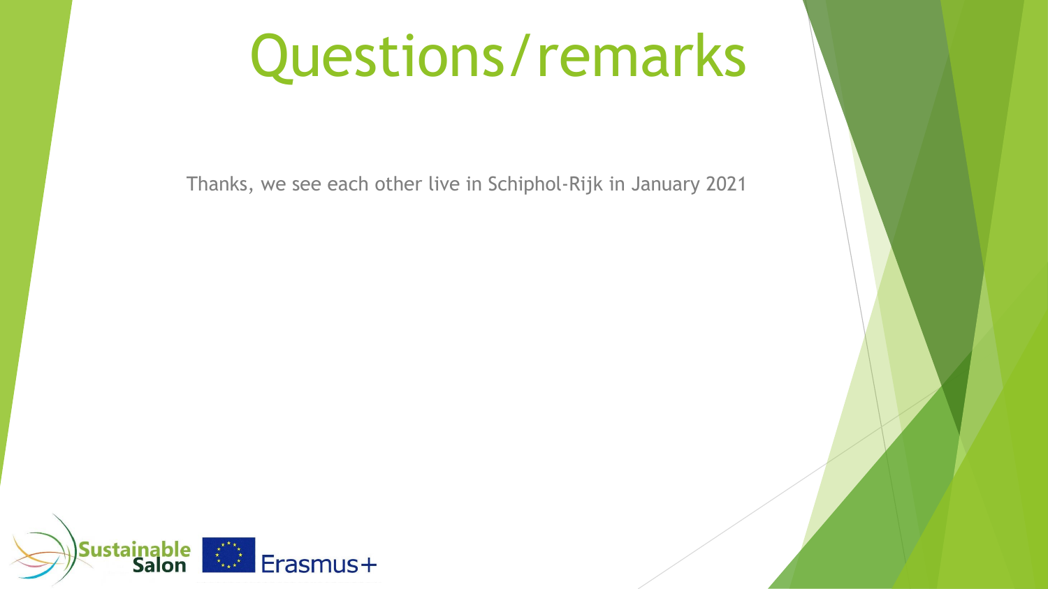# Questions/remarks

Thanks, we see each other live in Schiphol-Rijk in January 2021